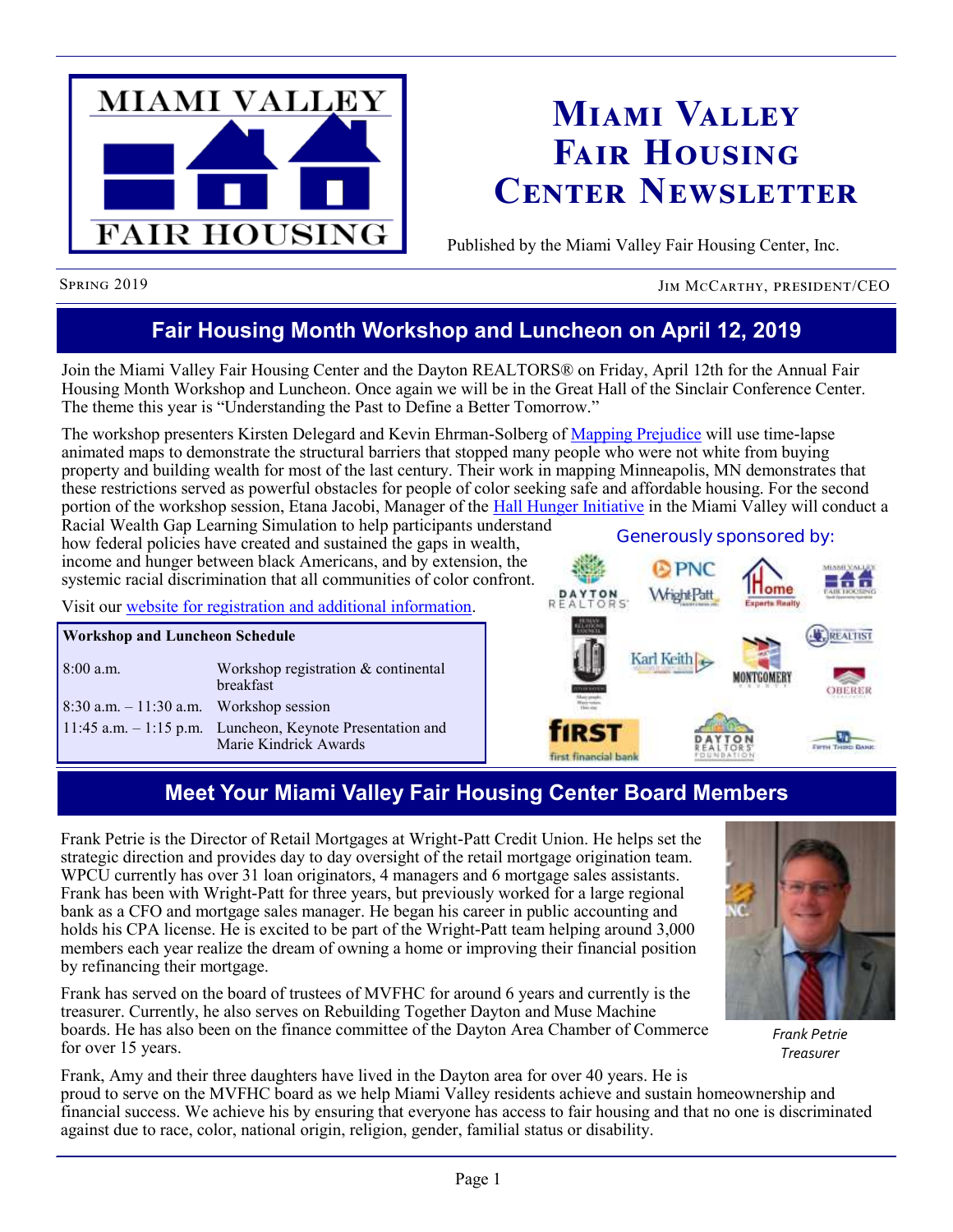# Miami Valley Fair Housing Center Newsletter

Published by the Miami Valley Fair Housing Center, Inc.

Spring 2019 — Jim McCarthy, President/CEO

## Fair Housing Month Workshop and Luncheon on April 12, 2019

Join the Miami Valley Fair Housing Center and the Dayton REALTORS® on Friday, April 12th for the Annual Fair Housing Month Workshop and Luncheon. Once again we will be in the Great Hall of the Sinclair Conference Center. The theme this year is "Understanding the Past to Define a Better Tomorrow."

The workshop presenters Kirsten Delegard and Kevin Ehrman-Solberg of Mapping Prejudice will use time-lapse animated maps to demonstrate the structural barriers that stopped many people who were not white from buying property and building wealth for most of the last century. Their work in mapping Minneapolis, MN demonstrates that these restrictions served as powerful obstacles for people of color seeking safe and affordable housing. For the second portion of the workshop session, Etana Jacobi, Manager of the Hall Hunger Initiative in the Miami Valley will conduct a Racial Wealth Gap Learning Simulation to help participants understand how federal policies have created and sustained the gaps in wealth, income and hunger between black Americans, and by extension, the systemic racial discrimination that all communities of color confront.

Visit our website for registration and additional information.

| Workshop and Luncheon Schedule | |
|---|---|
| 8:00 a.m. | Workshop registration & continental breakfast |
| 8:30 a.m. – 11:30 a.m. | Workshop session |
| 11:45 a.m. – 1:15 p.m. | Luncheon, Keynote Presentation and Marie Kindrick Awards |

Generously sponsored by:

## Meet Your Miami Valley Fair Housing Center Board Members

Frank Petrie is the Director of Retail Mortgages at Wright-Patt Credit Union. He helps set the strategic direction and provides day to day oversight of the retail mortgage origination team. WPCU currently has over 31 loan originators, 4 managers and 6 mortgage sales assistants. Frank has been with Wright-Patt for three years, but previously worked for a large regional bank as a CFO and mortgage sales manager. He began his career in public accounting and holds his CPA license. He is excited to be part of the Wright-Patt team helping around 3,000 members each year realize the dream of owning a home or improving their financial position by refinancing their mortgage.

Frank has served on the board of trustees of MVFHC for around 6 years and currently is the treasurer. Currently, he also serves on Rebuilding Together Dayton and Muse Machine boards. He has also been on the finance committee of the Dayton Area Chamber of Commerce for over 15 years.

*Frank Petrie*
*Treasurer*

Frank, Amy and their three daughters have lived in the Dayton area for over 40 years. He is proud to serve on the MVFHC board as we help Miami Valley residents achieve and sustain homeownership and financial success. We achieve his by ensuring that everyone has access to fair housing and that no one is discriminated against due to race, color, national origin, religion, gender, familial status or disability.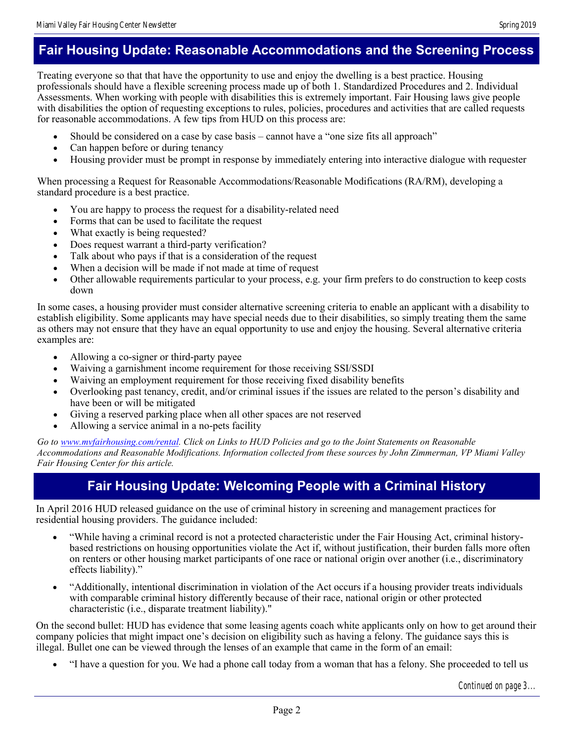## Fair Housing Update: Reasonable Accommodations and the Screening Process

Treating everyone so that that have the opportunity to use and enjoy the dwelling is a best practice. Housing professionals should have a flexible screening process made up of both 1. Standardized Procedures and 2. Individual Assessments. When working with people with disabilities this is extremely important. Fair Housing laws give people with disabilities the option of requesting exceptions to rules, policies, procedures and activities that are called requests for reasonable accommodations. A few tips from HUD on this process are:

- Should be considered on a case by case basis – cannot have a "one size fits all approach"
- Can happen before or during tenancy
- Housing provider must be prompt in response by immediately entering into interactive dialogue with requester

When processing a Request for Reasonable Accommodations/Reasonable Modifications (RA/RM), developing a standard procedure is a best practice.

- You are happy to process the request for a disability-related need
- Forms that can be used to facilitate the request
- What exactly is being requested?
- Does request warrant a third-party verification?
- Talk about who pays if that is a consideration of the request
- When a decision will be made if not made at time of request
- Other allowable requirements particular to your process, e.g. your firm prefers to do construction to keep costs down

In some cases, a housing provider must consider alternative screening criteria to enable an applicant with a disability to establish eligibility. Some applicants may have special needs due to their disabilities, so simply treating them the same as others may not ensure that they have an equal opportunity to use and enjoy the housing. Several alternative criteria examples are:

- Allowing a co-signer or third-party payee
- Waiving a garnishment income requirement for those receiving SSI/SSDI
- Waiving an employment requirement for those receiving fixed disability benefits
- Overlooking past tenancy, credit, and/or criminal issues if the issues are related to the person's disability and have been or will be mitigated
- Giving a reserved parking place when all other spaces are not reserved
- Allowing a service animal in a no-pets facility

*Go to www.myfairhousing.com/rental. Click on Links to HUD Policies and go to the Joint Statements on Reasonable Accommodations and Reasonable Modifications. Information collected from these sources by John Zimmerman, VP Miami Valley Fair Housing Center for this article.*

## Fair Housing Update: Welcoming People with a Criminal History

In April 2016 HUD released guidance on the use of criminal history in screening and management practices for residential housing providers. The guidance included:

- "While having a criminal record is not a protected characteristic under the Fair Housing Act, criminal history-based restrictions on housing opportunities violate the Act if, without justification, their burden falls more often on renters or other housing market participants of one race or national origin over another (i.e., discriminatory effects liability)."
- "Additionally, intentional discrimination in violation of the Act occurs if a housing provider treats individuals with comparable criminal history differently because of their race, national origin or other protected characteristic (i.e., disparate treatment liability)."

On the second bullet: HUD has evidence that some leasing agents coach white applicants only on how to get around their company policies that might impact one's decision on eligibility such as having a felony. The guidance says this is illegal. Bullet one can be viewed through the lenses of an example that came in the form of an email:

- "I have a question for you. We had a phone call today from a woman that has a felony. She proceeded to tell us

*Continued on page 3…*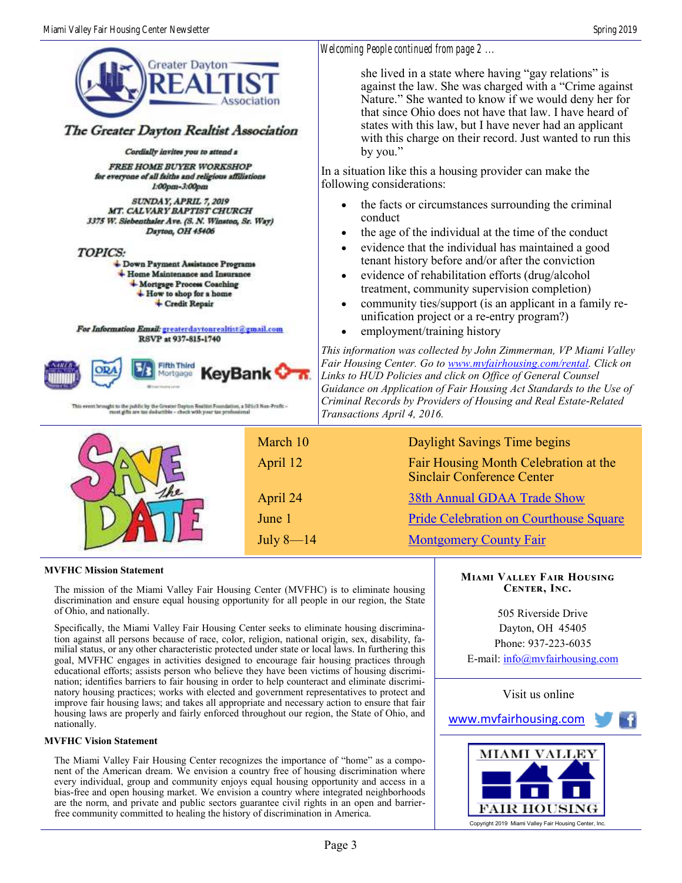The Greater Dayton Realtist Association

Greater Dayton REALTIST Association

*Cordially invites you to attend a*

**FREE HOME BUYER WORKSHOP**
**for everyone of all faiths and religious affiliations**
**1:00pm-3:00pm**

**SUNDAY, APRIL 7, 2019**
**MT. CALVARY BAPTIST CHURCH**
**3375 W. Siebenthaler Ave. (S. N. Winston, Sr. Way)**
**Dayton, OH 45406**

**TOPICS:**
- Down Payment Assistance Programs
- Home Maintenance and Insurance
- Mortgage Process Coaching
- How to shop for a home
- Credit Repair

**For Information Email:** greaterdaytonrealtist@gmail.com
**RSVP at 937-815-1740**

This event brought to the public by the Greater Dayton Realtist Foundation, a 501c3 Non-Profit – most gifts are tax deductible – check with your tax professional

*Welcoming People continued from page 2 …*

> she lived in a state where having "gay relations" is against the law. She was charged with a "Crime against Nature." She wanted to know if we would deny her for that since Ohio does not have that law. I have heard of states with this law, but I have never had an applicant with this charge on their record. Just wanted to run this by you."

In a situation like this a housing provider can make the following considerations:

- the facts or circumstances surrounding the criminal conduct
- the age of the individual at the time of the conduct
- evidence that the individual has maintained a good tenant history before and/or after the conviction
- evidence of rehabilitation efforts (drug/alcohol treatment, community supervision completion)
- community ties/support (is an applicant in a family re-unification project or a re-entry program?)
- employment/training history

*This information was collected by John Zimmerman, VP Miami Valley Fair Housing Center. Go to www.mvfairhousing.com/rental. Click on Links to HUD Policies and click on Office of General Counsel Guidance on Application of Fair Housing Act Standards to the Use of Criminal Records by Providers of Housing and Real Estate-Related Transactions April 4, 2016.*

## SAVE the DATE

| | |
|---|---|
| March 10 | Daylight Savings Time begins |
| April 12 | Fair Housing Month Celebration at the Sinclair Conference Center |
| April 24 | 38th Annual GDAA Trade Show |
| June 1 | Pride Celebration on Courthouse Square |
| July 8—14 | Montgomery County Fair |

**MVFHC Mission Statement**

The mission of the Miami Valley Fair Housing Center (MVFHC) is to eliminate housing discrimination and ensure equal housing opportunity for all people in our region, the State of Ohio, and nationally.

Specifically, the Miami Valley Fair Housing Center seeks to eliminate housing discrimination against all persons because of race, color, religion, national origin, sex, disability, familial status, or any other characteristic protected under state or local laws. In furthering this goal, MVFHC engages in activities designed to encourage fair housing practices through educational efforts; assists person who believe they have been victims of housing discrimination; identifies barriers to fair housing in order to help counteract and eliminate discriminatory housing practices; works with elected and government representatives to protect and improve fair housing laws; and takes all appropriate and necessary action to ensure that fair housing laws are properly and fairly enforced throughout our region, the State of Ohio, and nationally.

**MVFHC Vision Statement**

The Miami Valley Fair Housing Center recognizes the importance of "home" as a component of the American dream. We envision a country free of housing discrimination where every individual, group and community enjoys equal housing opportunity and access in a bias-free and open housing market. We envision a country where integrated neighborhoods are the norm, and private and public sectors guarantee civil rights in an open and barrier-free community committed to healing the history of discrimination in America.

**Miami Valley Fair Housing Center, Inc.**

505 Riverside Drive
Dayton, OH 45405
Phone: 937-223-6035
E-mail: info@mvfairhousing.com

Visit us online

www.mvfairhousing.com

MIAMI VALLEY FAIR HOUSING

Copyright 2019 Miami Valley Fair Housing Center, Inc.